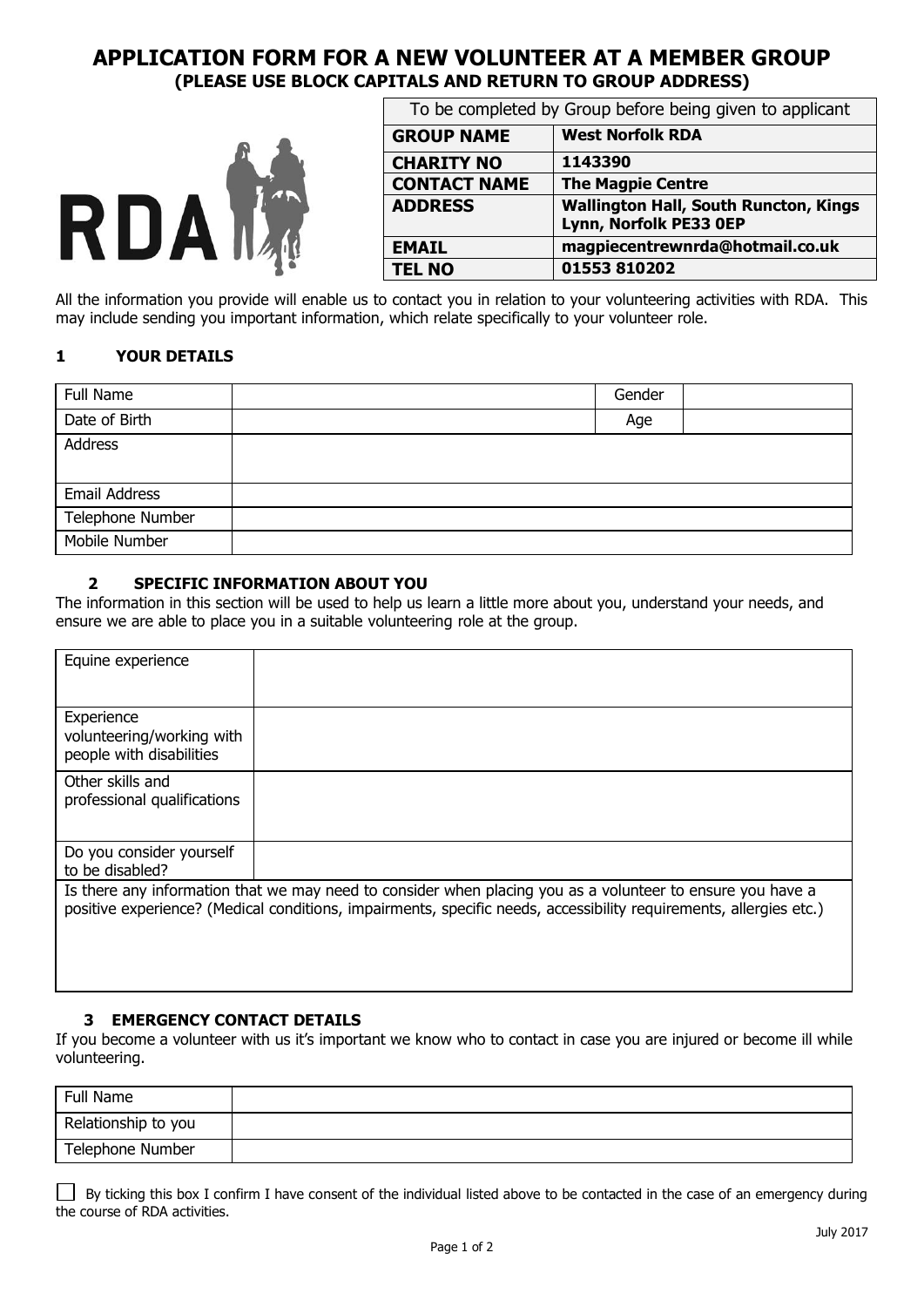# APPLICATION FORM FOR A NEW VOLUNTEER AT A MEMBER GROUP
## (PLEASE USE BLOCK CAPITALS AND RETURN TO GROUP ADDRESS)

| To be completed by Group before being given to applicant | |
|---|---|
| **GROUP NAME** | **West Norfolk RDA** |
| **CHARITY NO** | **1143390** |
| **CONTACT NAME** | **The Magpie Centre** |
| **ADDRESS** | **Wallington Hall, South Runcton, Kings Lynn, Norfolk PE33 0EP** |
| **EMAIL** | **magpiecentrewnrda@hotmail.co.uk** |
| **TEL NO** | **01553 810202** |

All the information you provide will enable us to contact you in relation to your volunteering activities with RDA. This may include sending you important information, which relate specifically to your volunteer role.

### 1 YOUR DETAILS

| Full Name | | Gender | |
|---|---|---|---|
| Date of Birth | | Age | |
| Address | | | |
| Email Address | | | |
| Telephone Number | | | |
| Mobile Number | | | |

### 2 SPECIFIC INFORMATION ABOUT YOU

The information in this section will be used to help us learn a little more about you, understand your needs, and ensure we are able to place you in a suitable volunteering role at the group.

| Equine experience | |
|---|---|
| Experience volunteering/working with people with disabilities | |
| Other skills and professional qualifications | |
| Do you consider yourself to be disabled? | |
| Is there any information that we may need to consider when placing you as a volunteer to ensure you have a positive experience? (Medical conditions, impairments, specific needs, accessibility requirements, allergies etc.) | |

### 3 EMERGENCY CONTACT DETAILS

If you become a volunteer with us it's important we know who to contact in case you are injured or become ill while volunteering.

| Full Name | |
|---|---|
| Relationship to you | |
| Telephone Number | |

☐ By ticking this box I confirm I have consent of the individual listed above to be contacted in the case of an emergency during the course of RDA activities.

July 2017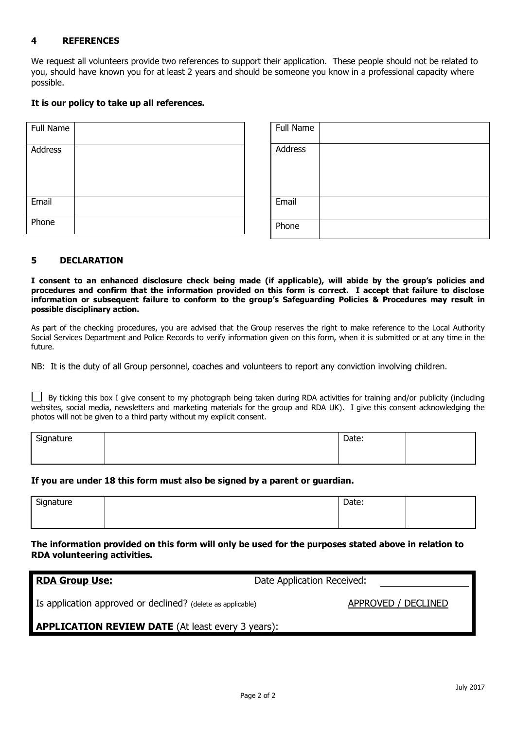## 4 REFERENCES

We request all volunteers provide two references to support their application. These people should not be related to you, should have known you for at least 2 years and should be someone you know in a professional capacity where possible.

**It is our policy to take up all references.**

| | |
|---|---|
| Full Name | |
| Address | |
| Email | |
| Phone | |

| | |
|---|---|
| Full Name | |
| Address | |
| Email | |
| Phone | |

## 5 DECLARATION

**I consent to an enhanced disclosure check being made (if applicable), will abide by the group's policies and procedures and confirm that the information provided on this form is correct. I accept that failure to disclose information or subsequent failure to conform to the group's Safeguarding Policies & Procedures may result in possible disciplinary action.**

As part of the checking procedures, you are advised that the Group reserves the right to make reference to the Local Authority Social Services Department and Police Records to verify information given on this form, when it is submitted or at any time in the future.

NB: It is the duty of all Group personnel, coaches and volunteers to report any conviction involving children.

☐ By ticking this box I give consent to my photograph being taken during RDA activities for training and/or publicity (including websites, social media, newsletters and marketing materials for the group and RDA UK). I give this consent acknowledging the photos will not be given to a third party without my explicit consent.

| | | | |
|---|---|---|---|
| Signature | | Date: | |

**If you are under 18 this form must also be signed by a parent or guardian.**

| | | | |
|---|---|---|---|
| Signature | | Date: | |

**The information provided on this form will only be used for the purposes stated above in relation to RDA volunteering activities.**

**RDA Group Use:** Date Application Received: \_\_\_\_\_\_\_\_\_\_\_\_

Is application approved or declined? (delete as applicable) APPROVED / DECLINED

**APPLICATION REVIEW DATE** (At least every 3 years):

July 2017